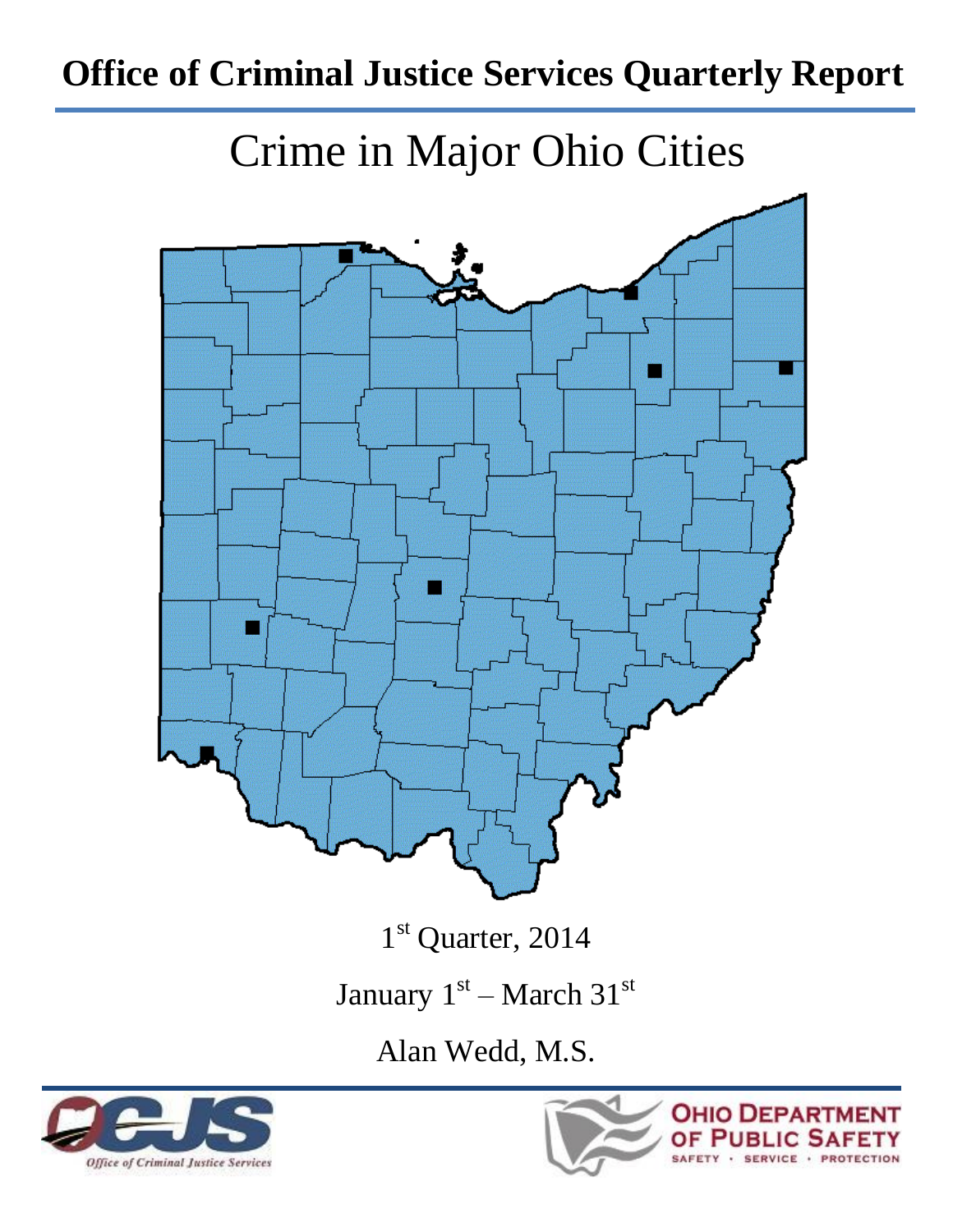# Office of Criminal Justice Services Quarterly Report

## Crime in Major Ohio Cities

1st Quarter, 2014

January 1st – March 31st

Alan Wedd, M.S.

Office of Criminal Justice Services

OHIO DEPARTMENT OF PUBLIC SAFETY

SAFETY · SERVICE · PROTECTION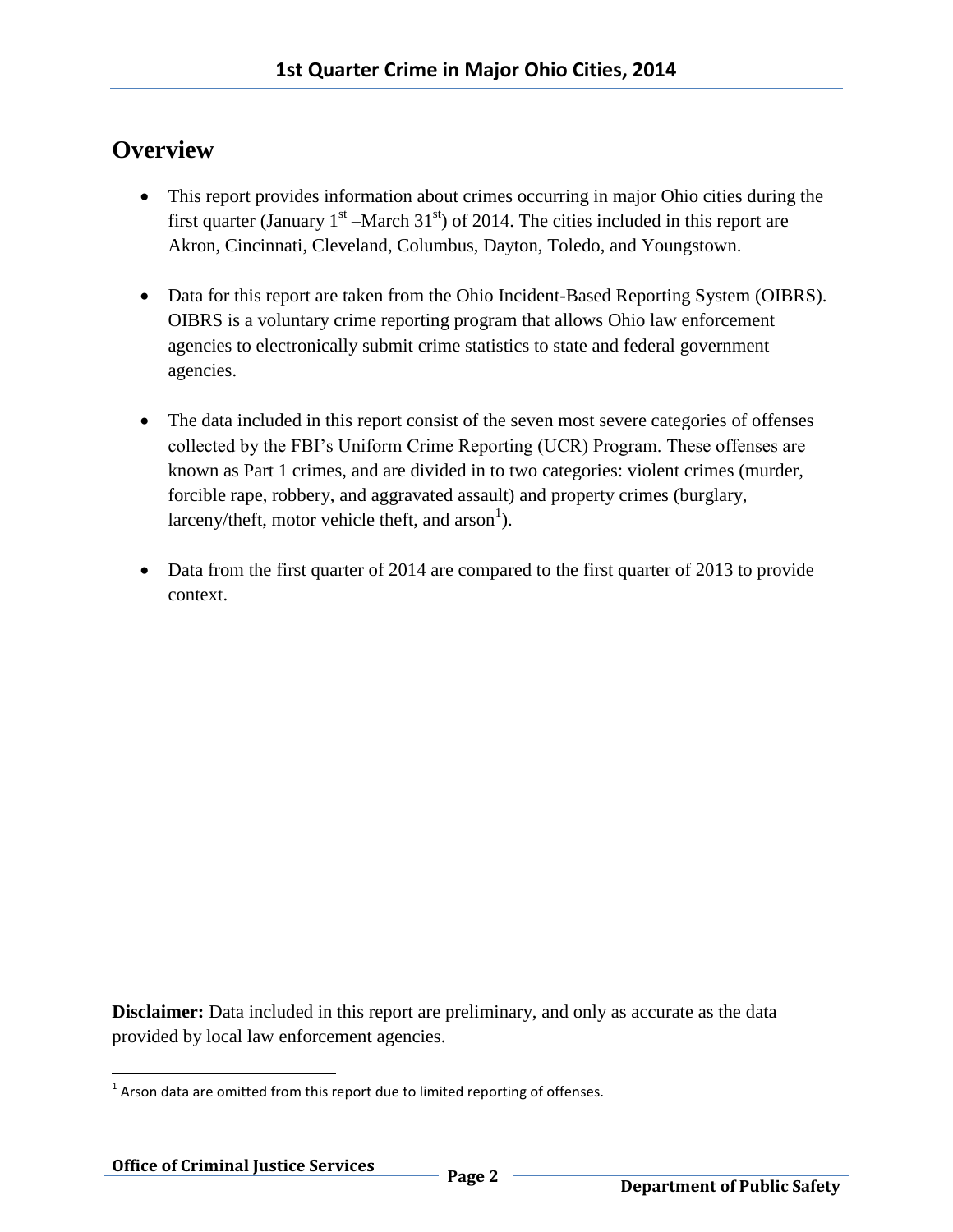## Overview

- This report provides information about crimes occurring in major Ohio cities during the first quarter (January 1st –March 31st) of 2014. The cities included in this report are Akron, Cincinnati, Cleveland, Columbus, Dayton, Toledo, and Youngstown.
- Data for this report are taken from the Ohio Incident-Based Reporting System (OIBRS). OIBRS is a voluntary crime reporting program that allows Ohio law enforcement agencies to electronically submit crime statistics to state and federal government agencies.
- The data included in this report consist of the seven most severe categories of offenses collected by the FBI's Uniform Crime Reporting (UCR) Program. These offenses are known as Part 1 crimes, and are divided in to two categories: violent crimes (murder, forcible rape, robbery, and aggravated assault) and property crimes (burglary, larceny/theft, motor vehicle theft, and arson[1]).
- Data from the first quarter of 2014 are compared to the first quarter of 2013 to provide context.

**Disclaimer:** Data included in this report are preliminary, and only as accurate as the data provided by local law enforcement agencies.

[1] Arson data are omitted from this report due to limited reporting of offenses.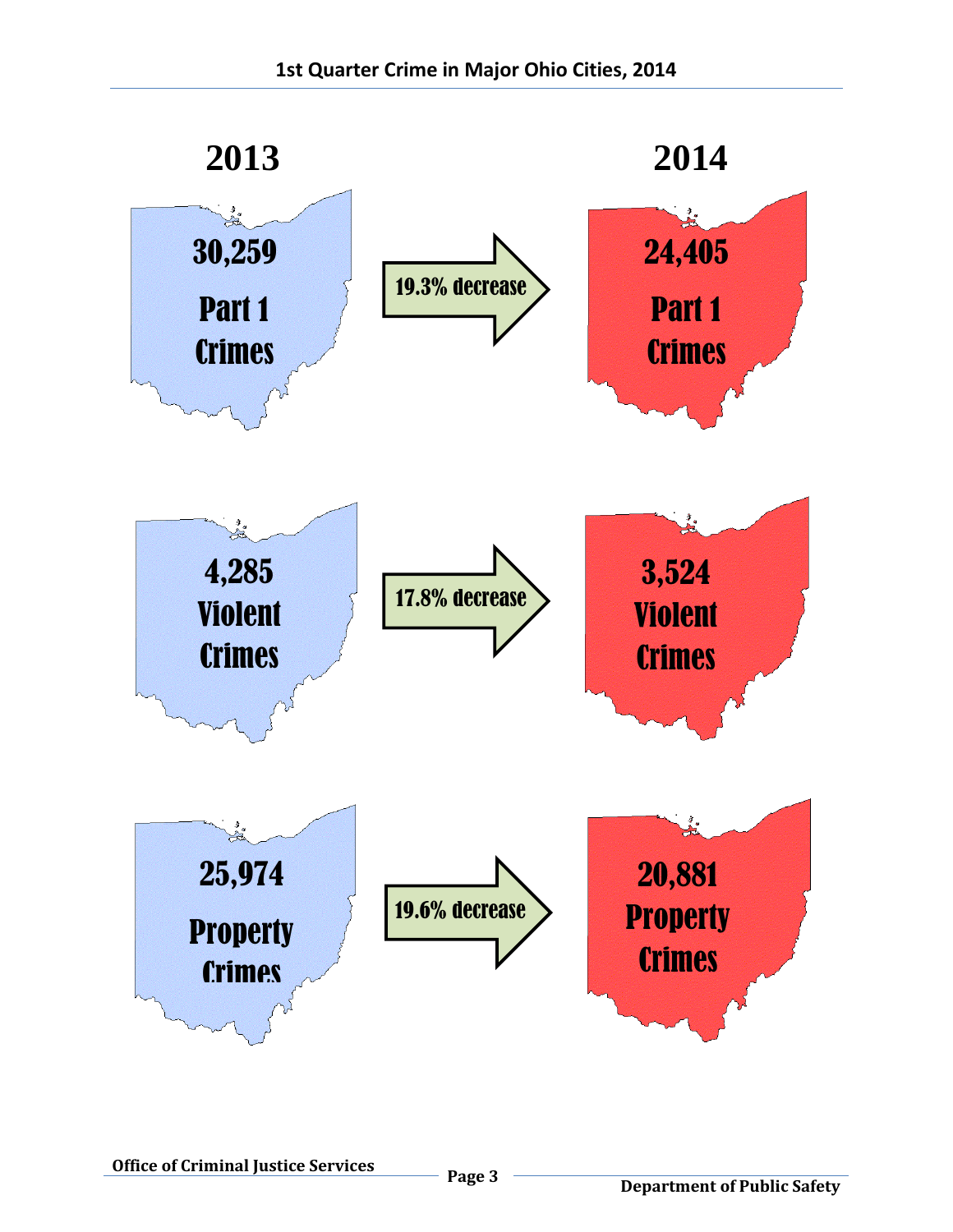## 1st Quarter Crime in Major Ohio Cities, 2014

| 2013 | | 2014 |
|---|---|---|
| 30,259 Part 1 Crimes | 19.3% decrease | 24,405 Part 1 Crimes |
| 4,285 Violent Crimes | 17.8% decrease | 3,524 Violent Crimes |
| 25,974 Property Crimes | 19.6% decrease | 20,881 Property Crimes |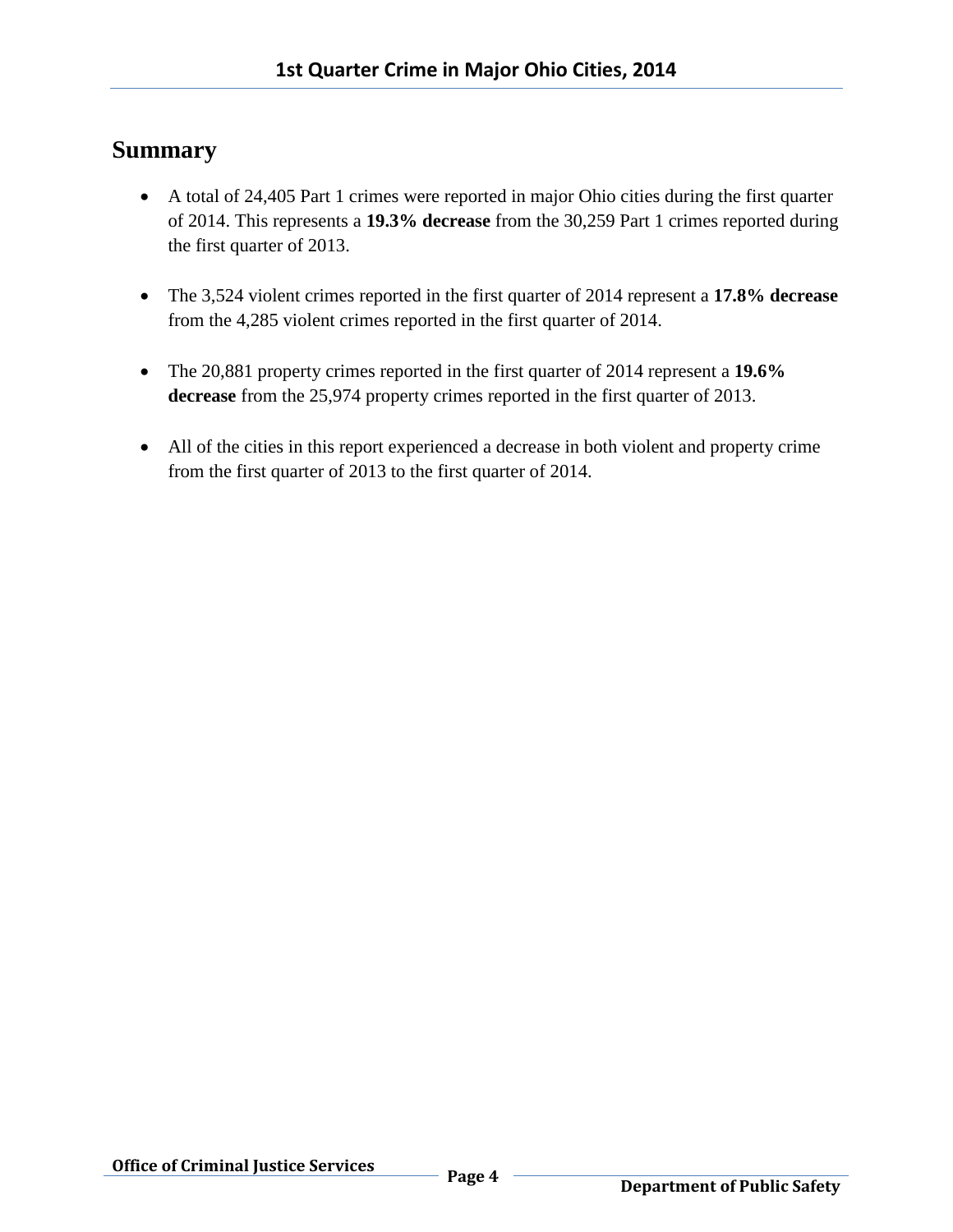## Summary

- A total of 24,405 Part 1 crimes were reported in major Ohio cities during the first quarter of 2014. This represents a **19.3% decrease** from the 30,259 Part 1 crimes reported during the first quarter of 2013.

- The 3,524 violent crimes reported in the first quarter of 2014 represent a **17.8% decrease** from the 4,285 violent crimes reported in the first quarter of 2014.

- The 20,881 property crimes reported in the first quarter of 2014 represent a **19.6% decrease** from the 25,974 property crimes reported in the first quarter of 2013.

- All of the cities in this report experienced a decrease in both violent and property crime from the first quarter of 2013 to the first quarter of 2014.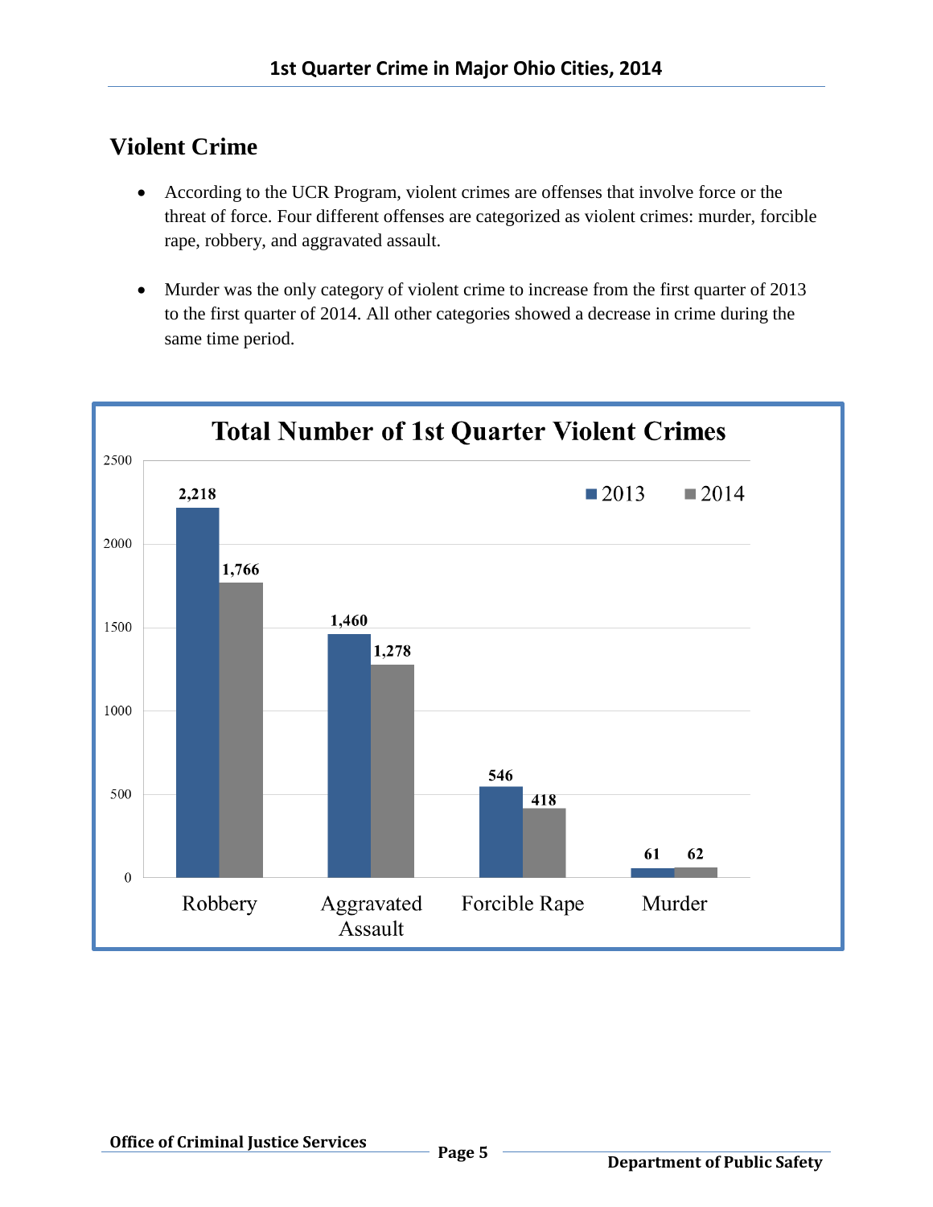## Violent Crime

- According to the UCR Program, violent crimes are offenses that involve force or the threat of force. Four different offenses are categorized as violent crimes: murder, forcible rape, robbery, and aggravated assault.
- Murder was the only category of violent crime to increase from the first quarter of 2013 to the first quarter of 2014. All other categories showed a decrease in crime during the same time period.

**Total Number of 1st Quarter Violent Crimes**

| | 2013 | 2014 |
|---|---|---|
| Robbery | 2,218 | 1,766 |
| Aggravated Assault | 1,460 | 1,278 |
| Forcible Rape | 546 | 418 |
| Murder | 61 | 62 |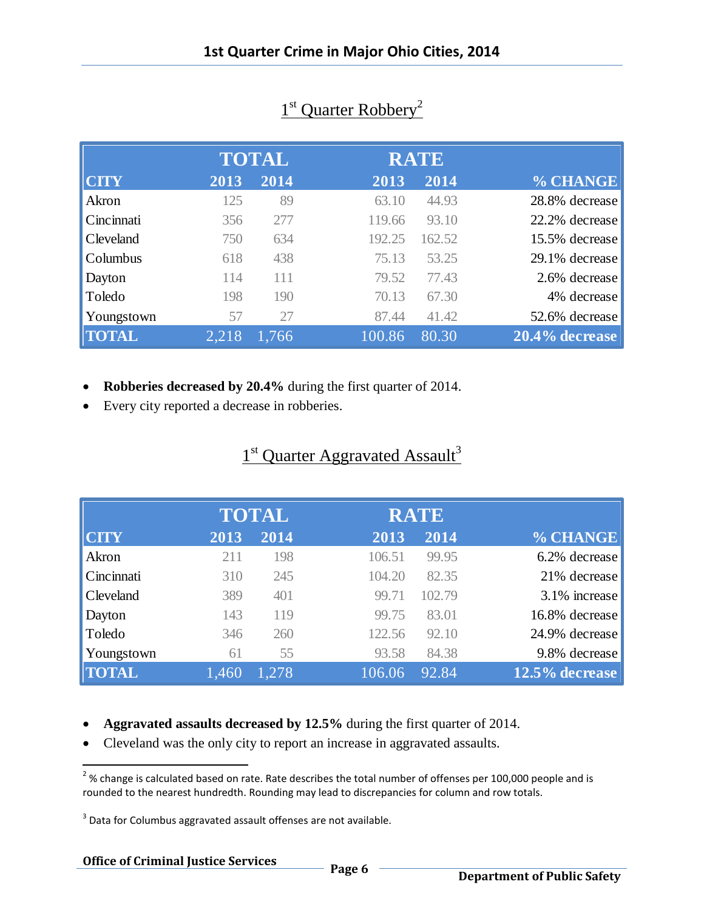## 1st Quarter Robbery[2]

| CITY | TOTAL 2013 | TOTAL 2014 | RATE 2013 | RATE 2014 | % CHANGE |
|---|---|---|---|---|---|
| Akron | 125 | 89 | 63.10 | 44.93 | 28.8% decrease |
| Cincinnati | 356 | 277 | 119.66 | 93.10 | 22.2% decrease |
| Cleveland | 750 | 634 | 192.25 | 162.52 | 15.5% decrease |
| Columbus | 618 | 438 | 75.13 | 53.25 | 29.1% decrease |
| Dayton | 114 | 111 | 79.52 | 77.43 | 2.6% decrease |
| Toledo | 198 | 190 | 70.13 | 67.30 | 4% decrease |
| Youngstown | 57 | 27 | 87.44 | 41.42 | 52.6% decrease |
| **TOTAL** | 2,218 | 1,766 | 100.86 | 80.30 | **20.4% decrease** |

- **Robberies decreased by 20.4%** during the first quarter of 2014.
- Every city reported a decrease in robberies.

## 1st Quarter Aggravated Assault[3]

| CITY | TOTAL 2013 | TOTAL 2014 | RATE 2013 | RATE 2014 | % CHANGE |
|---|---|---|---|---|---|
| Akron | 211 | 198 | 106.51 | 99.95 | 6.2% decrease |
| Cincinnati | 310 | 245 | 104.20 | 82.35 | 21% decrease |
| Cleveland | 389 | 401 | 99.71 | 102.79 | 3.1% increase |
| Dayton | 143 | 119 | 99.75 | 83.01 | 16.8% decrease |
| Toledo | 346 | 260 | 122.56 | 92.10 | 24.9% decrease |
| Youngstown | 61 | 55 | 93.58 | 84.38 | 9.8% decrease |
| **TOTAL** | 1,460 | 1,278 | 106.06 | 92.84 | **12.5% decrease** |

- **Aggravated assaults decreased by 12.5%** during the first quarter of 2014.
- Cleveland was the only city to report an increase in aggravated assaults.

[2] % change is calculated based on rate. Rate describes the total number of offenses per 100,000 people and is rounded to the nearest hundredth. Rounding may lead to discrepancies for column and row totals.

[3] Data for Columbus aggravated assault offenses are not available.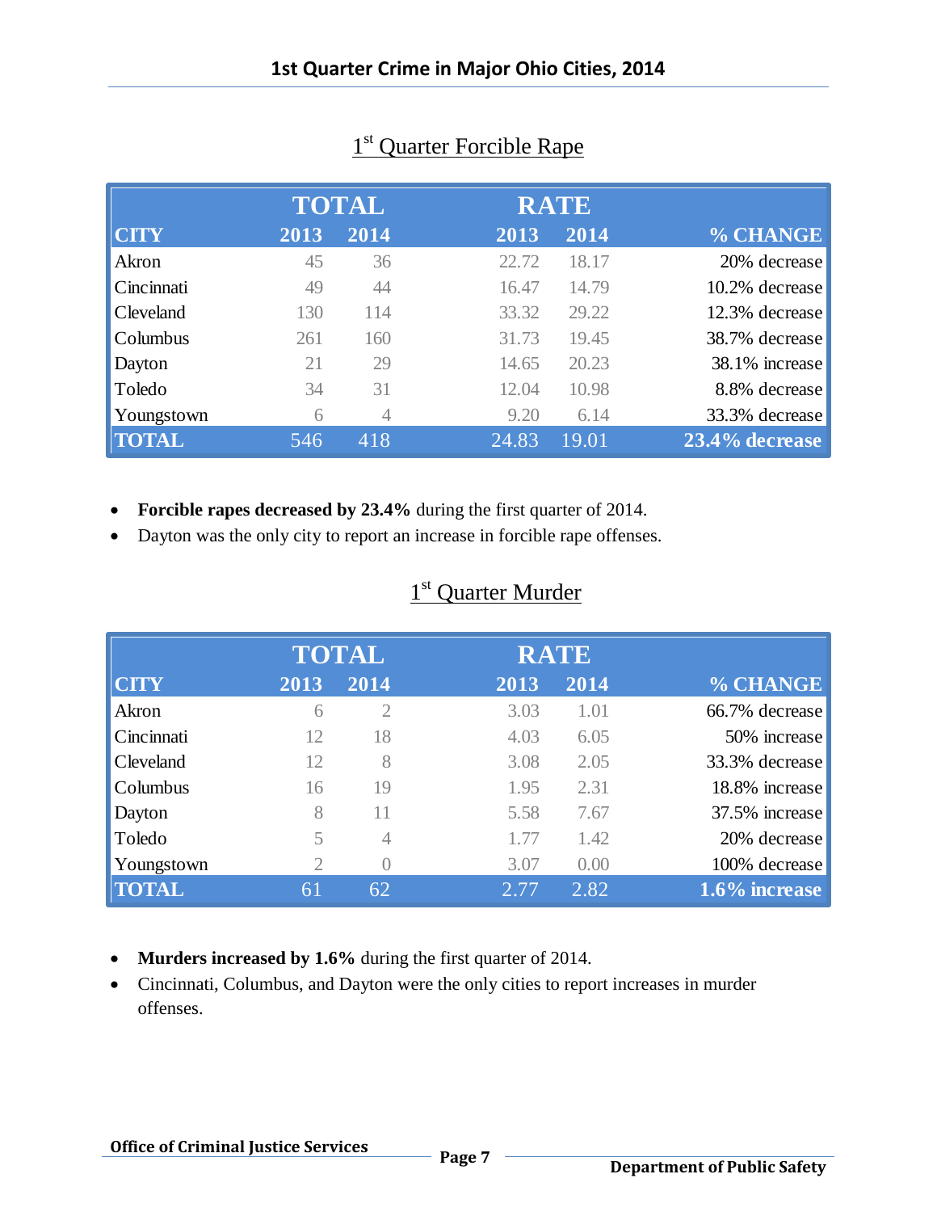# 1st Quarter Crime in Major Ohio Cities, 2014

## 1st Quarter Forcible Rape

| CITY | TOTAL 2013 | TOTAL 2014 | RATE 2013 | RATE 2014 | % CHANGE |
|---|---|---|---|---|---|
| Akron | 45 | 36 | 22.72 | 18.17 | 20% decrease |
| Cincinnati | 49 | 44 | 16.47 | 14.79 | 10.2% decrease |
| Cleveland | 130 | 114 | 33.32 | 29.22 | 12.3% decrease |
| Columbus | 261 | 160 | 31.73 | 19.45 | 38.7% decrease |
| Dayton | 21 | 29 | 14.65 | 20.23 | 38.1% increase |
| Toledo | 34 | 31 | 12.04 | 10.98 | 8.8% decrease |
| Youngstown | 6 | 4 | 9.20 | 6.14 | 33.3% decrease |
| **TOTAL** | 546 | 418 | 24.83 | 19.01 | **23.4% decrease** |

- **Forcible rapes decreased by 23.4%** during the first quarter of 2014.
- Dayton was the only city to report an increase in forcible rape offenses.

## 1st Quarter Murder

| CITY | TOTAL 2013 | TOTAL 2014 | RATE 2013 | RATE 2014 | % CHANGE |
|---|---|---|---|---|---|
| Akron | 6 | 2 | 3.03 | 1.01 | 66.7% decrease |
| Cincinnati | 12 | 18 | 4.03 | 6.05 | 50% increase |
| Cleveland | 12 | 8 | 3.08 | 2.05 | 33.3% decrease |
| Columbus | 16 | 19 | 1.95 | 2.31 | 18.8% increase |
| Dayton | 8 | 11 | 5.58 | 7.67 | 37.5% increase |
| Toledo | 5 | 4 | 1.77 | 1.42 | 20% decrease |
| Youngstown | 2 | 0 | 3.07 | 0.00 | 100% decrease |
| **TOTAL** | 61 | 62 | 2.77 | 2.82 | **1.6% increase** |

- **Murders increased by 1.6%** during the first quarter of 2014.
- Cincinnati, Columbus, and Dayton were the only cities to report increases in murder offenses.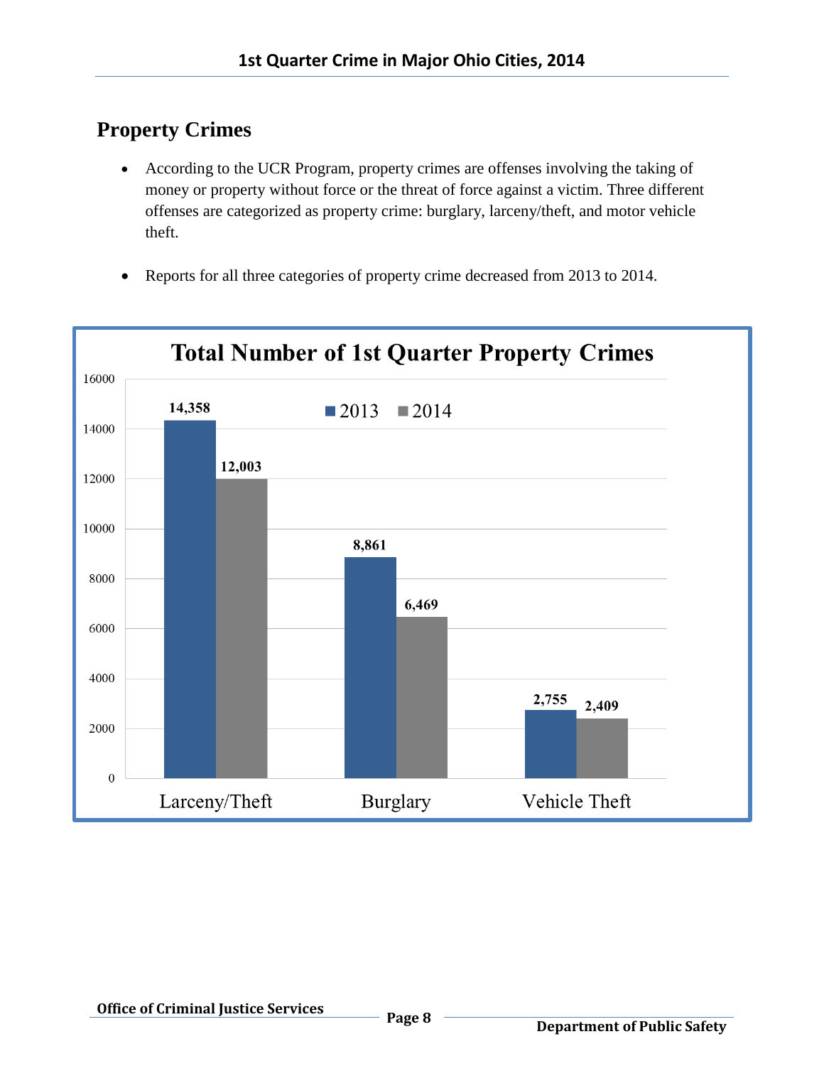## Property Crimes

- According to the UCR Program, property crimes are offenses involving the taking of money or property without force or the threat of force against a victim. Three different offenses are categorized as property crime: burglary, larceny/theft, and motor vehicle theft.
- Reports for all three categories of property crime decreased from 2013 to 2014.

**Total Number of 1st Quarter Property Crimes**

| | 2013 | 2014 |
|---|---|---|
| Larceny/Theft | 14,358 | 12,003 |
| Burglary | 8,861 | 6,469 |
| Vehicle Theft | 2,755 | 2,409 |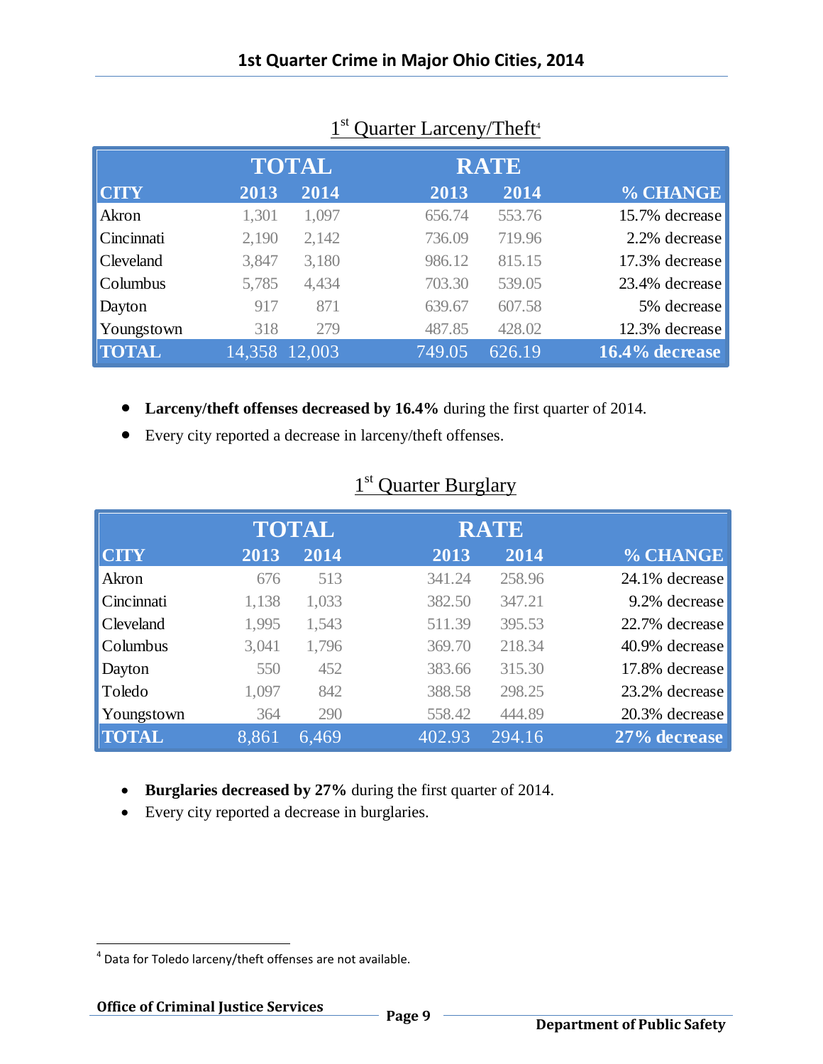# 1st Quarter Crime in Major Ohio Cities, 2014

## 1st Quarter Larceny/Theft[4]

| | TOTAL | | RATE | | |
|---|---|---|---|---|---|
| **CITY** | **2013** | **2014** | **2013** | **2014** | **% CHANGE** |
| Akron | 1,301 | 1,097 | 656.74 | 553.76 | 15.7% decrease |
| Cincinnati | 2,190 | 2,142 | 736.09 | 719.96 | 2.2% decrease |
| Cleveland | 3,847 | 3,180 | 986.12 | 815.15 | 17.3% decrease |
| Columbus | 5,785 | 4,434 | 703.30 | 539.05 | 23.4% decrease |
| Dayton | 917 | 871 | 639.67 | 607.58 | 5% decrease |
| Youngstown | 318 | 279 | 487.85 | 428.02 | 12.3% decrease |
| **TOTAL** | 14,358 | 12,003 | 749.05 | 626.19 | **16.4% decrease** |

- **Larceny/theft offenses decreased by 16.4%** during the first quarter of 2014.
- Every city reported a decrease in larceny/theft offenses.

## 1st Quarter Burglary

| | TOTAL | | RATE | | |
|---|---|---|---|---|---|
| **CITY** | **2013** | **2014** | **2013** | **2014** | **% CHANGE** |
| Akron | 676 | 513 | 341.24 | 258.96 | 24.1% decrease |
| Cincinnati | 1,138 | 1,033 | 382.50 | 347.21 | 9.2% decrease |
| Cleveland | 1,995 | 1,543 | 511.39 | 395.53 | 22.7% decrease |
| Columbus | 3,041 | 1,796 | 369.70 | 218.34 | 40.9% decrease |
| Dayton | 550 | 452 | 383.66 | 315.30 | 17.8% decrease |
| Toledo | 1,097 | 842 | 388.58 | 298.25 | 23.2% decrease |
| Youngstown | 364 | 290 | 558.42 | 444.89 | 20.3% decrease |
| **TOTAL** | 8,861 | 6,469 | 402.93 | 294.16 | **27% decrease** |

- **Burglaries decreased by 27%** during the first quarter of 2014.
- Every city reported a decrease in burglaries.

[4] Data for Toledo larceny/theft offenses are not available.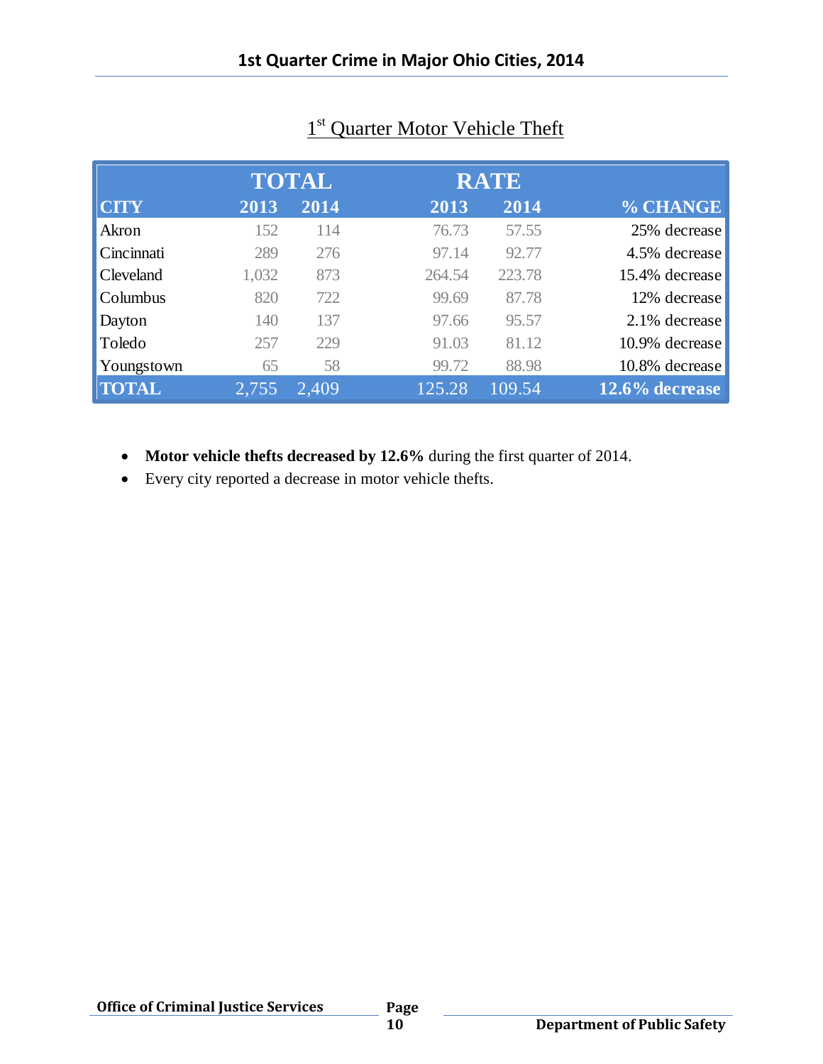## 1st Quarter Motor Vehicle Theft

| | TOTAL | | RATE | | |
|---|---|---|---|---|---|
| CITY | 2013 | 2014 | 2013 | 2014 | % CHANGE |
| Akron | 152 | 114 | 76.73 | 57.55 | 25% decrease |
| Cincinnati | 289 | 276 | 97.14 | 92.77 | 4.5% decrease |
| Cleveland | 1,032 | 873 | 264.54 | 223.78 | 15.4% decrease |
| Columbus | 820 | 722 | 99.69 | 87.78 | 12% decrease |
| Dayton | 140 | 137 | 97.66 | 95.57 | 2.1% decrease |
| Toledo | 257 | 229 | 91.03 | 81.12 | 10.9% decrease |
| Youngstown | 65 | 58 | 99.72 | 88.98 | 10.8% decrease |
| TOTAL | 2,755 | 2,409 | 125.28 | 109.54 | 12.6% decrease |

- **Motor vehicle thefts decreased by 12.6%** during the first quarter of 2014.
- Every city reported a decrease in motor vehicle thefts.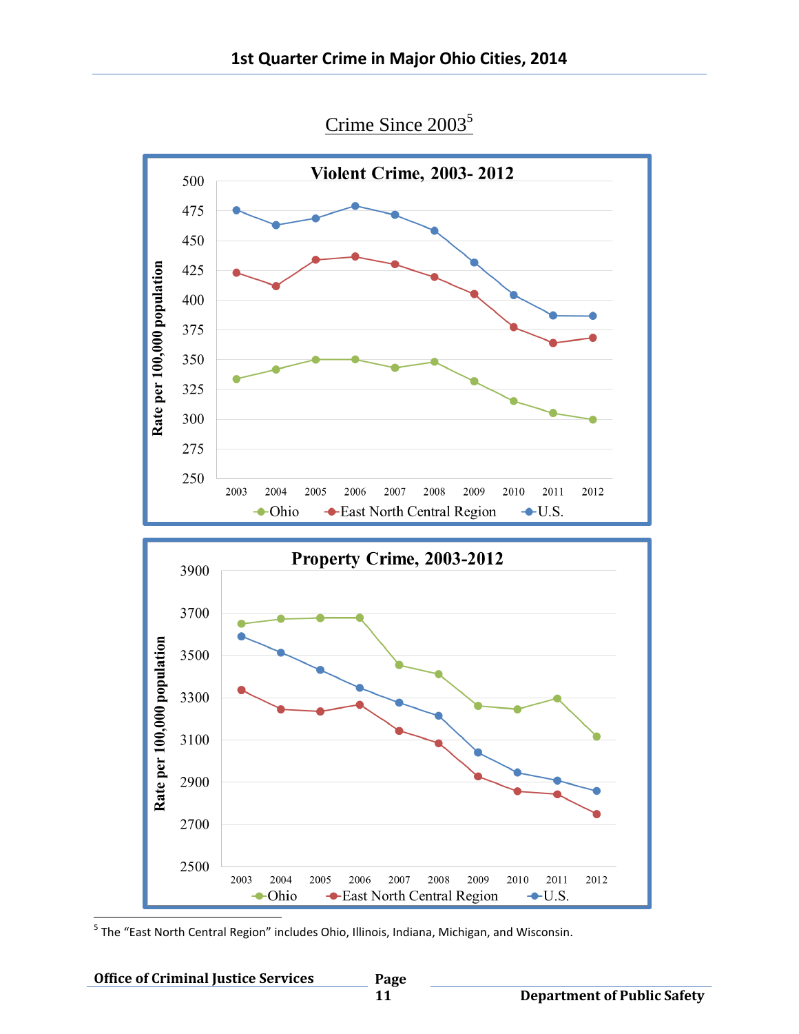## Crime Since 2003[5]

Violent Crime, 2003- 2012

Rate per 100,000 population

500
475
450
425
400
375
350
325
300
275
250

2003 2004 2005 2006 2007 2008 2009 2010 2011 2012

Ohio — East North Central Region — U.S.

Property Crime, 2003-2012

Rate per 100,000 population

3900
3700
3500
3300
3100
2900
2700
2500

2003 2004 2005 2006 2007 2008 2009 2010 2011 2012

Ohio — East North Central Region — U.S.

[5] The "East North Central Region" includes Ohio, Illinois, Indiana, Michigan, and Wisconsin.